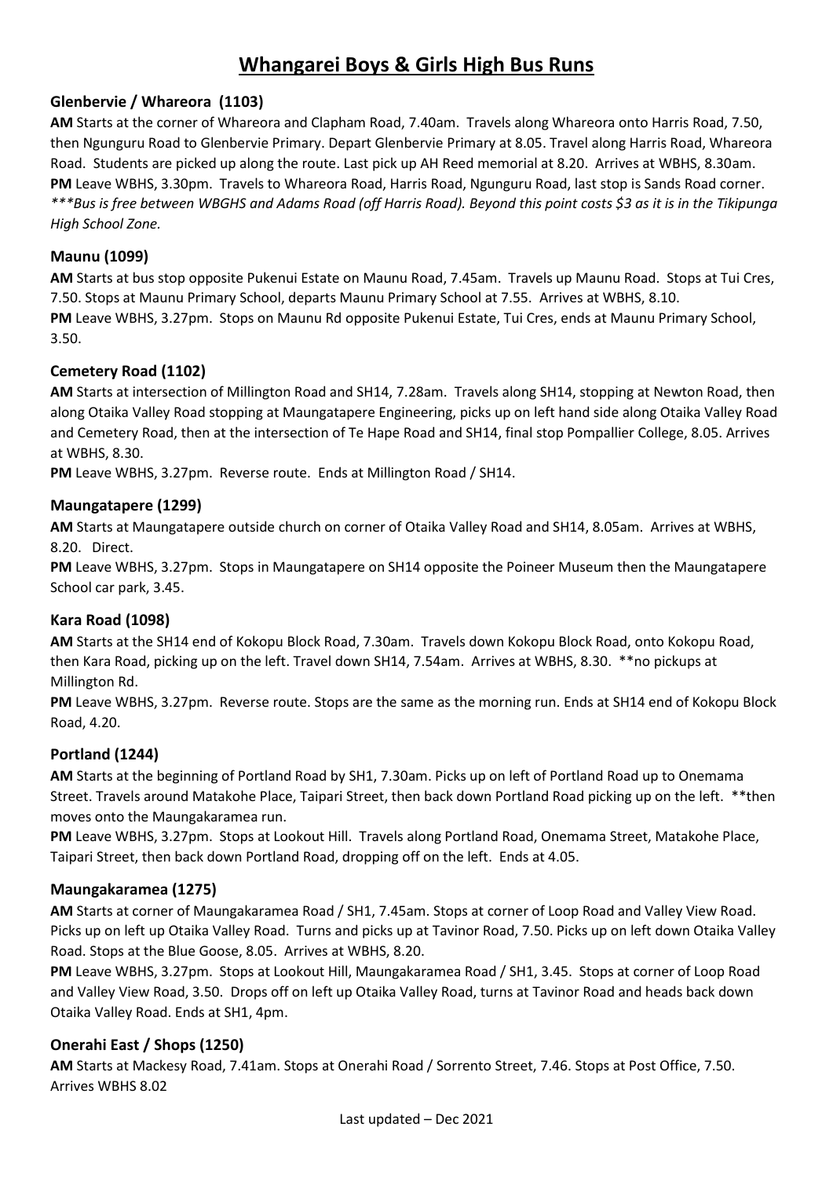# Whangarei Boys & Girls High Bus Runs

### Glenbervie / Whareora (1103)

**AM** Starts at the corner of Whareora and Clapham Road, 7.40am. Travels along Whareora onto Harris Road, 7.50, then Ngunguru Road to Glenbervie Primary. Depart Glenbervie Primary at 8.05. Travel along Harris Road, Whareora Road. Students are picked up along the route. Last pick up AH Reed memorial at 8.20. Arrives at WBHS, 8.30am.
**PM** Leave WBHS, 3.30pm. Travels to Whareora Road, Harris Road, Ngunguru Road, last stop is Sands Road corner.
*\*\*\*Bus is free between WBGHS and Adams Road (off Harris Road). Beyond this point costs $3 as it is in the Tikipunga High School Zone.*

### Maunu (1099)

**AM** Starts at bus stop opposite Pukenui Estate on Maunu Road, 7.45am. Travels up Maunu Road. Stops at Tui Cres, 7.50. Stops at Maunu Primary School, departs Maunu Primary School at 7.55. Arrives at WBHS, 8.10.
**PM** Leave WBHS, 3.27pm. Stops on Maunu Rd opposite Pukenui Estate, Tui Cres, ends at Maunu Primary School, 3.50.

### Cemetery Road (1102)

**AM** Starts at intersection of Millington Road and SH14, 7.28am. Travels along SH14, stopping at Newton Road, then along Otaika Valley Road stopping at Maungatapere Engineering, picks up on left hand side along Otaika Valley Road and Cemetery Road, then at the intersection of Te Hape Road and SH14, final stop Pompallier College, 8.05. Arrives at WBHS, 8.30.
**PM** Leave WBHS, 3.27pm. Reverse route. Ends at Millington Road / SH14.

### Maungatapere (1299)

**AM** Starts at Maungatapere outside church on corner of Otaika Valley Road and SH14, 8.05am. Arrives at WBHS, 8.20. Direct.
**PM** Leave WBHS, 3.27pm. Stops in Maungatapere on SH14 opposite the Poineer Museum then the Maungatapere School car park, 3.45.

### Kara Road (1098)

**AM** Starts at the SH14 end of Kokopu Block Road, 7.30am. Travels down Kokopu Block Road, onto Kokopu Road, then Kara Road, picking up on the left. Travel down SH14, 7.54am. Arrives at WBHS, 8.30. \*\*no pickups at Millington Rd.
**PM** Leave WBHS, 3.27pm. Reverse route. Stops are the same as the morning run. Ends at SH14 end of Kokopu Block Road, 4.20.

### Portland (1244)

**AM** Starts at the beginning of Portland Road by SH1, 7.30am. Picks up on left of Portland Road up to Onemama Street. Travels around Matakohe Place, Taipari Street, then back down Portland Road picking up on the left. \*\*then moves onto the Maungakaramea run.
**PM** Leave WBHS, 3.27pm. Stops at Lookout Hill. Travels along Portland Road, Onemama Street, Matakohe Place, Taipari Street, then back down Portland Road, dropping off on the left. Ends at 4.05.

### Maungakaramea (1275)

**AM** Starts at corner of Maungakaramea Road / SH1, 7.45am. Stops at corner of Loop Road and Valley View Road. Picks up on left up Otaika Valley Road. Turns and picks up at Tavinor Road, 7.50. Picks up on left down Otaika Valley Road. Stops at the Blue Goose, 8.05. Arrives at WBHS, 8.20.
**PM** Leave WBHS, 3.27pm. Stops at Lookout Hill, Maungakaramea Road / SH1, 3.45. Stops at corner of Loop Road and Valley View Road, 3.50. Drops off on left up Otaika Valley Road, turns at Tavinor Road and heads back down Otaika Valley Road. Ends at SH1, 4pm.

### Onerahi East / Shops (1250)

**AM** Starts at Mackesy Road, 7.41am. Stops at Onerahi Road / Sorrento Street, 7.46. Stops at Post Office, 7.50. Arrives WBHS 8.02

Last updated – Dec 2021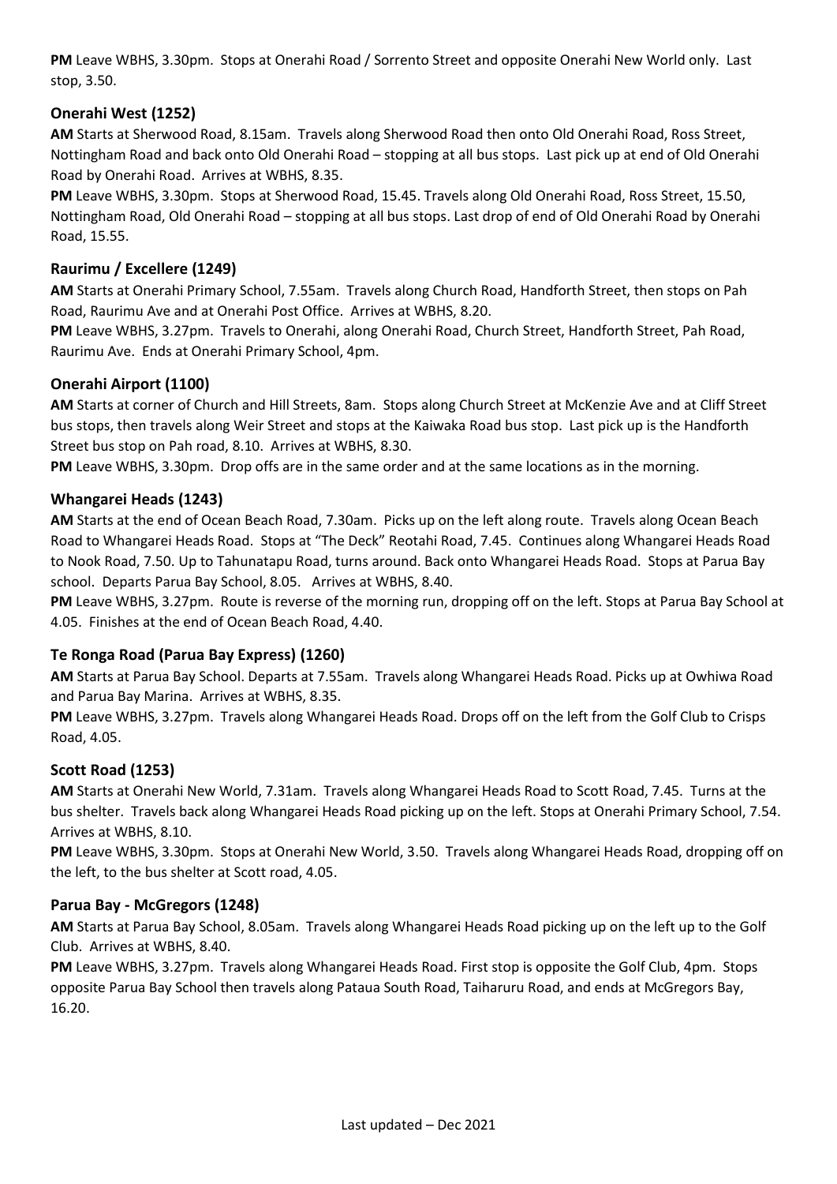**PM** Leave WBHS, 3.30pm. Stops at Onerahi Road / Sorrento Street and opposite Onerahi New World only. Last stop, 3.50.

### Onerahi West (1252)

**AM** Starts at Sherwood Road, 8.15am. Travels along Sherwood Road then onto Old Onerahi Road, Ross Street, Nottingham Road and back onto Old Onerahi Road – stopping at all bus stops. Last pick up at end of Old Onerahi Road by Onerahi Road. Arrives at WBHS, 8.35.

**PM** Leave WBHS, 3.30pm. Stops at Sherwood Road, 15.45. Travels along Old Onerahi Road, Ross Street, 15.50, Nottingham Road, Old Onerahi Road – stopping at all bus stops. Last drop of end of Old Onerahi Road by Onerahi Road, 15.55.

### Raurimu / Excellere (1249)

**AM** Starts at Onerahi Primary School, 7.55am. Travels along Church Road, Handforth Street, then stops on Pah Road, Raurimu Ave and at Onerahi Post Office. Arrives at WBHS, 8.20.

**PM** Leave WBHS, 3.27pm. Travels to Onerahi, along Onerahi Road, Church Street, Handforth Street, Pah Road, Raurimu Ave. Ends at Onerahi Primary School, 4pm.

### Onerahi Airport (1100)

**AM** Starts at corner of Church and Hill Streets, 8am. Stops along Church Street at McKenzie Ave and at Cliff Street bus stops, then travels along Weir Street and stops at the Kaiwaka Road bus stop. Last pick up is the Handforth Street bus stop on Pah road, 8.10. Arrives at WBHS, 8.30.

**PM** Leave WBHS, 3.30pm. Drop offs are in the same order and at the same locations as in the morning.

### Whangarei Heads (1243)

**AM** Starts at the end of Ocean Beach Road, 7.30am. Picks up on the left along route. Travels along Ocean Beach Road to Whangarei Heads Road. Stops at "The Deck" Reotahi Road, 7.45. Continues along Whangarei Heads Road to Nook Road, 7.50. Up to Tahunatapu Road, turns around. Back onto Whangarei Heads Road. Stops at Parua Bay school. Departs Parua Bay School, 8.05. Arrives at WBHS, 8.40.

**PM** Leave WBHS, 3.27pm. Route is reverse of the morning run, dropping off on the left. Stops at Parua Bay School at 4.05. Finishes at the end of Ocean Beach Road, 4.40.

### Te Ronga Road (Parua Bay Express) (1260)

**AM** Starts at Parua Bay School. Departs at 7.55am. Travels along Whangarei Heads Road. Picks up at Owhiwa Road and Parua Bay Marina. Arrives at WBHS, 8.35.

**PM** Leave WBHS, 3.27pm. Travels along Whangarei Heads Road. Drops off on the left from the Golf Club to Crisps Road, 4.05.

### Scott Road (1253)

**AM** Starts at Onerahi New World, 7.31am. Travels along Whangarei Heads Road to Scott Road, 7.45. Turns at the bus shelter. Travels back along Whangarei Heads Road picking up on the left. Stops at Onerahi Primary School, 7.54. Arrives at WBHS, 8.10.

**PM** Leave WBHS, 3.30pm. Stops at Onerahi New World, 3.50. Travels along Whangarei Heads Road, dropping off on the left, to the bus shelter at Scott road, 4.05.

### Parua Bay - McGregors (1248)

**AM** Starts at Parua Bay School, 8.05am. Travels along Whangarei Heads Road picking up on the left up to the Golf Club. Arrives at WBHS, 8.40.

**PM** Leave WBHS, 3.27pm. Travels along Whangarei Heads Road. First stop is opposite the Golf Club, 4pm. Stops opposite Parua Bay School then travels along Pataua South Road, Taiharuru Road, and ends at McGregors Bay, 16.20.

Last updated – Dec 2021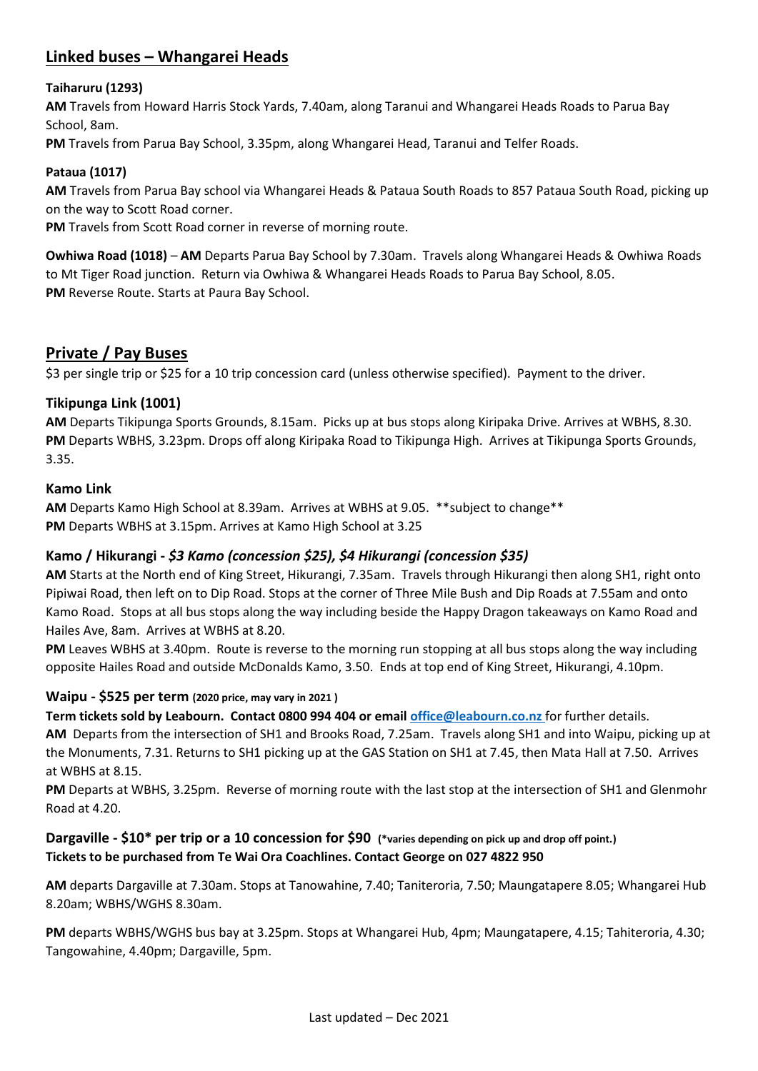## Linked buses – Whangarei Heads

**Taiharuru (1293)**

**AM** Travels from Howard Harris Stock Yards, 7.40am, along Taranui and Whangarei Heads Roads to Parua Bay School, 8am.

**PM** Travels from Parua Bay School, 3.35pm, along Whangarei Head, Taranui and Telfer Roads.

**Pataua (1017)**

**AM** Travels from Parua Bay school via Whangarei Heads & Pataua South Roads to 857 Pataua South Road, picking up on the way to Scott Road corner.

**PM** Travels from Scott Road corner in reverse of morning route.

**Owhiwa Road (1018)** – **AM** Departs Parua Bay School by 7.30am. Travels along Whangarei Heads & Owhiwa Roads to Mt Tiger Road junction. Return via Owhiwa & Whangarei Heads Roads to Parua Bay School, 8.05.

**PM** Reverse Route. Starts at Paura Bay School.

## Private / Pay Buses

$3 per single trip or $25 for a 10 trip concession card (unless otherwise specified). Payment to the driver.

### Tikipunga Link (1001)

**AM** Departs Tikipunga Sports Grounds, 8.15am. Picks up at bus stops along Kiripaka Drive. Arrives at WBHS, 8.30.

**PM** Departs WBHS, 3.23pm. Drops off along Kiripaka Road to Tikipunga High. Arrives at Tikipunga Sports Grounds, 3.35.

### Kamo Link

**AM** Departs Kamo High School at 8.39am. Arrives at WBHS at 9.05. **subject to change**

**PM** Departs WBHS at 3.15pm. Arrives at Kamo High School at 3.25

### Kamo / Hikurangi - *$3 Kamo (concession $25), $4 Hikurangi (concession $35)*

**AM** Starts at the North end of King Street, Hikurangi, 7.35am. Travels through Hikurangi then along SH1, right onto Pipiwai Road, then left on to Dip Road. Stops at the corner of Three Mile Bush and Dip Roads at 7.55am and onto Kamo Road. Stops at all bus stops along the way including beside the Happy Dragon takeaways on Kamo Road and Hailes Ave, 8am. Arrives at WBHS at 8.20.

**PM** Leaves WBHS at 3.40pm. Route is reverse to the morning run stopping at all bus stops along the way including opposite Hailes Road and outside McDonalds Kamo, 3.50. Ends at top end of King Street, Hikurangi, 4.10pm.

### Waipu - $525 per term (2020 price, may vary in 2021 )

**Term tickets sold by Leabourn. Contact 0800 994 404 or email office@leabourn.co.nz** for further details.

**AM** Departs from the intersection of SH1 and Brooks Road, 7.25am. Travels along SH1 and into Waipu, picking up at the Monuments, 7.31. Returns to SH1 picking up at the GAS Station on SH1 at 7.45, then Mata Hall at 7.50. Arrives at WBHS at 8.15.

**PM** Departs at WBHS, 3.25pm. Reverse of morning route with the last stop at the intersection of SH1 and Glenmohr Road at 4.20.

### Dargaville - $10* per trip or a 10 concession for $90 (*varies depending on pick up and drop off point.)

**Tickets to be purchased from Te Wai Ora Coachlines. Contact George on 027 4822 950**

**AM** departs Dargaville at 7.30am. Stops at Tanowahine, 7.40; Taniteroria, 7.50; Maungatapere 8.05; Whangarei Hub 8.20am; WBHS/WGHS 8.30am.

**PM** departs WBHS/WGHS bus bay at 3.25pm. Stops at Whangarei Hub, 4pm; Maungatapere, 4.15; Tahiteroria, 4.30; Tangowahine, 4.40pm; Dargaville, 5pm.

Last updated – Dec 2021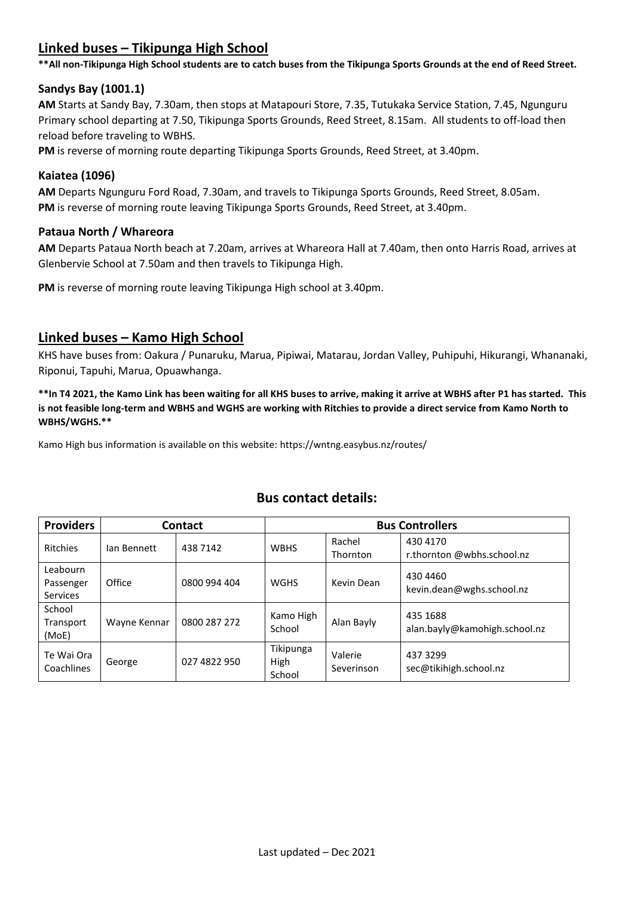## Linked buses – Tikipunga High School

**\*\*All non-Tikipunga High School students are to catch buses from the Tikipunga Sports Grounds at the end of Reed Street.**

### Sandys Bay (1001.1)

**AM** Starts at Sandy Bay, 7.30am, then stops at Matapouri Store, 7.35, Tutukaka Service Station, 7.45, Ngunguru Primary school departing at 7.50, Tikipunga Sports Grounds, Reed Street, 8.15am. All students to off-load then reload before traveling to WBHS.

**PM** is reverse of morning route departing Tikipunga Sports Grounds, Reed Street, at 3.40pm.

### Kaiatea (1096)

**AM** Departs Ngunguru Ford Road, 7.30am, and travels to Tikipunga Sports Grounds, Reed Street, 8.05am.

**PM** is reverse of morning route leaving Tikipunga Sports Grounds, Reed Street, at 3.40pm.

### Pataua North / Whareora

**AM** Departs Pataua North beach at 7.20am, arrives at Whareora Hall at 7.40am, then onto Harris Road, arrives at Glenbervie School at 7.50am and then travels to Tikipunga High.

**PM** is reverse of morning route leaving Tikipunga High school at 3.40pm.

## Linked buses – Kamo High School

KHS have buses from: Oakura / Punaruku, Marua, Pipiwai, Matarau, Jordan Valley, Puhipuhi, Hikurangi, Whananaki, Riponui, Tapuhi, Marua, Opuawhanga.

**\*\*In T4 2021, the Kamo Link has been waiting for all KHS buses to arrive, making it arrive at WBHS after P1 has started. This is not feasible long-term and WBHS and WGHS are working with Ritchies to provide a direct service from Kamo North to WBHS/WGHS.\*\***

Kamo High bus information is available on this website: https://wntng.easybus.nz/routes/

## Bus contact details:

| Providers | Contact | | Bus Controllers | | |
|---|---|---|---|---|---|
| Ritchies | Ian Bennett | 438 7142 | WBHS | Rachel Thornton | 430 4170<br>r.thornton @wbhs.school.nz |
| Leabourn Passenger Services | Office | 0800 994 404 | WGHS | Kevin Dean | 430 4460<br>kevin.dean@wghs.school.nz |
| School Transport (MoE) | Wayne Kennar | 0800 287 272 | Kamo High School | Alan Bayly | 435 1688<br>alan.bayly@kamohigh.school.nz |
| Te Wai Ora Coachlines | George | 027 4822 950 | Tikipunga High School | Valerie Severinson | 437 3299<br>sec@tikihigh.school.nz |

Last updated – Dec 2021